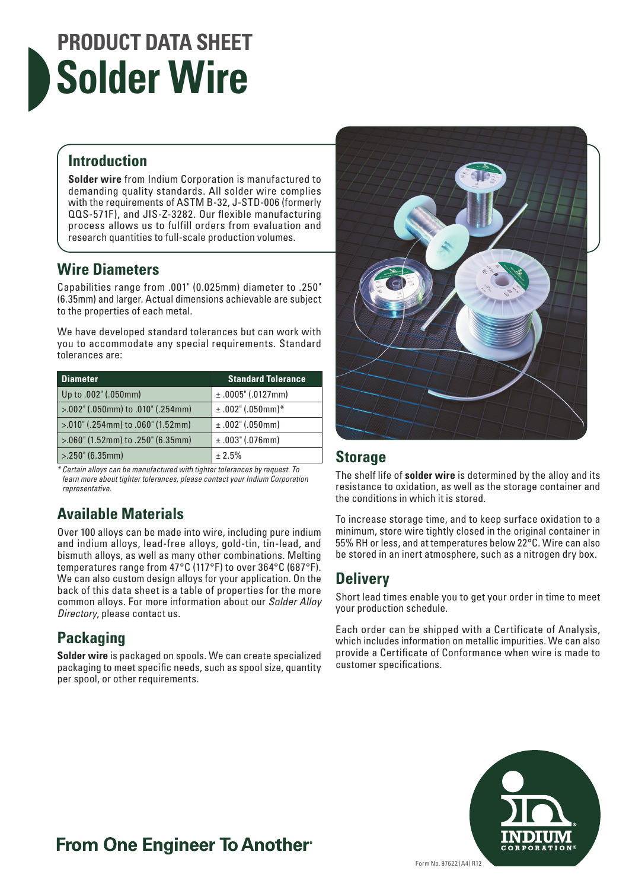# PRODUCT DATA SHEET
# Solder Wire

## Introduction

**Solder wire** from Indium Corporation is manufactured to demanding quality standards. All solder wire complies with the requirements of ASTM B-32, J-STD-006 (formerly QQS-571F), and JIS-Z-3282. Our flexible manufacturing process allows us to fulfill orders from evaluation and research quantities to full-scale production volumes.

## Wire Diameters

Capabilities range from .001" (0.025mm) diameter to .250" (6.35mm) and larger. Actual dimensions achievable are subject to the properties of each metal.

We have developed standard tolerances but can work with you to accommodate any special requirements. Standard tolerances are:

| Diameter | Standard Tolerance |
|---|---|
| Up to .002" (.050mm) | ± .0005" (.0127mm) |
| >.002" (.050mm) to .010" (.254mm) | ± .002" (.050mm)* |
| >.010" (.254mm) to .060" (1.52mm) | ± .002" (.050mm) |
| >.060" (1.52mm) to .250" (6.35mm) | ± .003" (.076mm) |
| >.250" (6.35mm) | ± 2.5% |

*\* Certain alloys can be manufactured with tighter tolerances by request. To learn more about tighter tolerances, please contact your Indium Corporation representative.*

## Available Materials

Over 100 alloys can be made into wire, including pure indium and indium alloys, lead-free alloys, gold-tin, tin-lead, and bismuth alloys, as well as many other combinations. Melting temperatures range from 47°C (117°F) to over 364°C (687°F). We can also custom design alloys for your application. On the back of this data sheet is a table of properties for the more common alloys. For more information about our *Solder Alloy Directory*, please contact us.

## Packaging

**Solder wire** is packaged on spools. We can create specialized packaging to meet specific needs, such as spool size, quantity per spool, or other requirements.

## Storage

The shelf life of **solder wire** is determined by the alloy and its resistance to oxidation, as well as the storage container and the conditions in which it is stored.

To increase storage time, and to keep surface oxidation to a minimum, store wire tightly closed in the original container in 55% RH or less, and at temperatures below 22°C. Wire can also be stored in an inert atmosphere, such as a nitrogen dry box.

## Delivery

Short lead times enable you to get your order in time to meet your production schedule.

Each order can be shipped with a Certificate of Analysis, which includes information on metallic impurities. We can also provide a Certificate of Conformance when wire is made to customer specifications.

**From One Engineer To Another®**

Form No. 97622 (A4) R12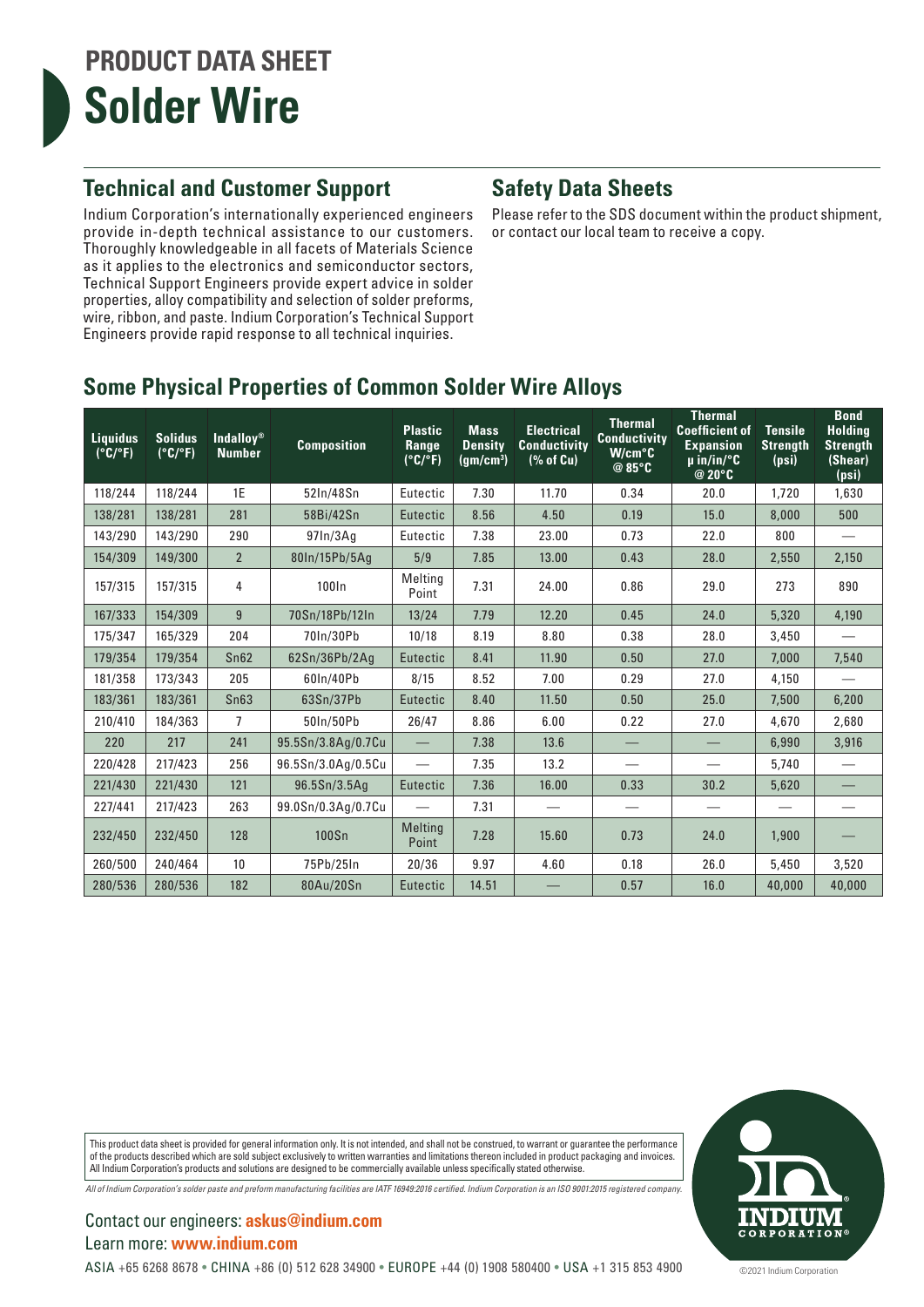# PRODUCT DATA SHEET
# Solder Wire

## Technical and Customer Support

Indium Corporation's internationally experienced engineers provide in-depth technical assistance to our customers. Thoroughly knowledgeable in all facets of Materials Science as it applies to the electronics and semiconductor sectors, Technical Support Engineers provide expert advice in solder properties, alloy compatibility and selection of solder preforms, wire, ribbon, and paste. Indium Corporation's Technical Support Engineers provide rapid response to all technical inquiries.

## Safety Data Sheets

Please refer to the SDS document within the product shipment, or contact our local team to receive a copy.

## Some Physical Properties of Common Solder Wire Alloys

| Liquidus (°C/°F) | Solidus (°C/°F) | Indalloy® Number | Composition | Plastic Range (°C/°F) | Mass Density ($gm/cm^3$) | Electrical Conductivity (% of Cu) | Thermal Conductivity W/cm°C @ 85°C | Thermal Coefficient of Expansion µ in/in/°C @ 20°C | Tensile Strength (psi) | Bond Holding Strength (Shear) (psi) |
|---|---|---|---|---|---|---|---|---|---|---|
| 118/244 | 118/244 | 1E | 52In/48Sn | Eutectic | 7.30 | 11.70 | 0.34 | 20.0 | 1,720 | 1,630 |
| 138/281 | 138/281 | 281 | 58Bi/42Sn | Eutectic | 8.56 | 4.50 | 0.19 | 15.0 | 8,000 | 500 |
| 143/290 | 143/290 | 290 | 97In/3Ag | Eutectic | 7.38 | 23.00 | 0.73 | 22.0 | 800 | — |
| 154/309 | 149/300 | 2 | 80In/15Pb/5Ag | 5/9 | 7.85 | 13.00 | 0.43 | 28.0 | 2,550 | 2,150 |
| 157/315 | 157/315 | 4 | 100In | Melting Point | 7.31 | 24.00 | 0.86 | 29.0 | 273 | 890 |
| 167/333 | 154/309 | 9 | 70Sn/18Pb/12In | 13/24 | 7.79 | 12.20 | 0.45 | 24.0 | 5,320 | 4,190 |
| 175/347 | 165/329 | 204 | 70In/30Pb | 10/18 | 8.19 | 8.80 | 0.38 | 28.0 | 3,450 | — |
| 179/354 | 179/354 | Sn62 | 62Sn/36Pb/2Ag | Eutectic | 8.41 | 11.90 | 0.50 | 27.0 | 7,000 | 7,540 |
| 181/358 | 173/343 | 205 | 60In/40Pb | 8/15 | 8.52 | 7.00 | 0.29 | 27.0 | 4,150 | — |
| 183/361 | 183/361 | Sn63 | 63Sn/37Pb | Eutectic | 8.40 | 11.50 | 0.50 | 25.0 | 7,500 | 6,200 |
| 210/410 | 184/363 | 7 | 50In/50Pb | 26/47 | 8.86 | 6.00 | 0.22 | 27.0 | 4,670 | 2,680 |
| 220 | 217 | 241 | 95.5Sn/3.8Ag/0.7Cu | — | 7.38 | 13.6 | — | — | 6,990 | 3,916 |
| 220/428 | 217/423 | 256 | 96.5Sn/3.0Ag/0.5Cu | — | 7.35 | 13.2 | — | — | 5,740 | — |
| 221/430 | 221/430 | 121 | 96.5Sn/3.5Ag | Eutectic | 7.36 | 16.00 | 0.33 | 30.2 | 5,620 | — |
| 227/441 | 217/423 | 263 | 99.0Sn/0.3Ag/0.7Cu | — | 7.31 | — | — | — | — | — |
| 232/450 | 232/450 | 128 | 100Sn | Melting Point | 7.28 | 15.60 | 0.73 | 24.0 | 1,900 | — |
| 260/500 | 240/464 | 10 | 75Pb/25In | 20/36 | 9.97 | 4.60 | 0.18 | 26.0 | 5,450 | 3,520 |
| 280/536 | 280/536 | 182 | 80Au/20Sn | Eutectic | 14.51 | — | 0.57 | 16.0 | 40,000 | 40,000 |

This product data sheet is provided for general information only. It is not intended, and shall not be construed, to warrant or guarantee the performance of the products described which are sold subject exclusively to written warranties and limitations thereon included in product packaging and invoices. All Indium Corporation's products and solutions are designed to be commercially available unless specifically stated otherwise.

*All of Indium Corporation's solder paste and preform manufacturing facilities are IATF 16949:2016 certified. Indium Corporation is an ISO 9001:2015 registered company.*

Contact our engineers: **askus@indium.com**

Learn more: **www.indium.com**

ASIA +65 6268 8678 • CHINA +86 (0) 512 628 34900 • EUROPE +44 (0) 1908 580400 • USA +1 315 853 4900

INDIUM CORPORATION®

©2021 Indium Corporation